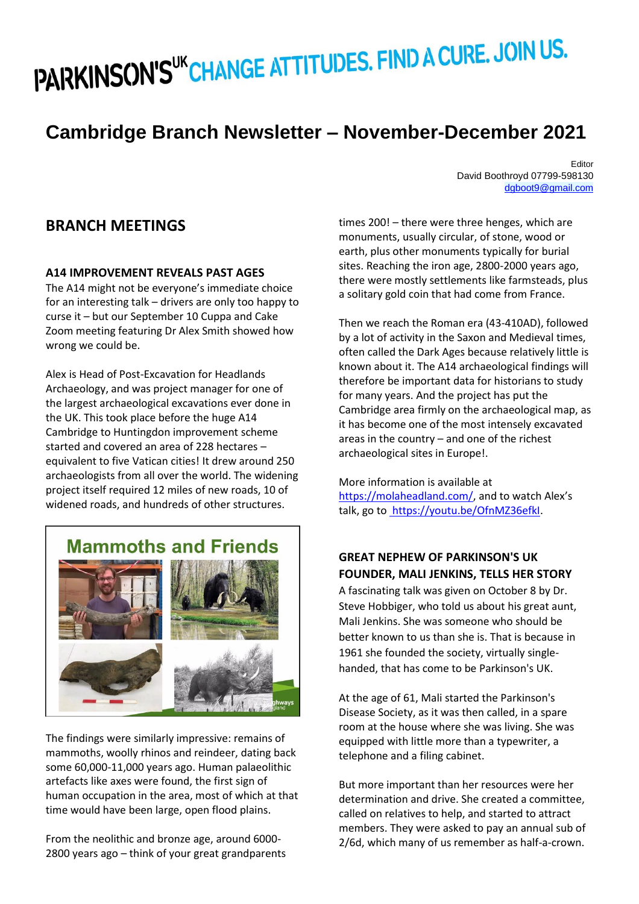PARKINSON'S[UK] CHANGE ATTITUDES. FIND A CURE. JOIN US.

# Cambridge Branch Newsletter – November-December 2021

Editor
David Boothroyd 07799-598130
dgboot9@gmail.com

## BRANCH MEETINGS

### A14 IMPROVEMENT REVEALS PAST AGES

The A14 might not be everyone's immediate choice for an interesting talk – drivers are only too happy to curse it – but our September 10 Cuppa and Cake Zoom meeting featuring Dr Alex Smith showed how wrong we could be.

Alex is Head of Post-Excavation for Headlands Archaeology, and was project manager for one of the largest archaeological excavations ever done in the UK. This took place before the huge A14 Cambridge to Huntingdon improvement scheme started and covered an area of 228 hectares – equivalent to five Vatican cities! It drew around 250 archaeologists from all over the world. The widening project itself required 12 miles of new roads, 10 of widened roads, and hundreds of other structures.

Mammoths and Friends

The findings were similarly impressive: remains of mammoths, woolly rhinos and reindeer, dating back some 60,000-11,000 years ago. Human palaeolithic artefacts like axes were found, the first sign of human occupation in the area, most of which at that time would have been large, open flood plains.

From the neolithic and bronze age, around 6000-2800 years ago – think of your great grandparents times 200! – there were three henges, which are monuments, usually circular, of stone, wood or earth, plus other monuments typically for burial sites. Reaching the iron age, 2800-2000 years ago, there were mostly settlements like farmsteads, plus a solitary gold coin that had come from France.

Then we reach the Roman era (43-410AD), followed by a lot of activity in the Saxon and Medieval times, often called the Dark Ages because relatively little is known about it. The A14 archaeological findings will therefore be important data for historians to study for many years. And the project has put the Cambridge area firmly on the archaeological map, as it has become one of the most intensely excavated areas in the country – and one of the richest archaeological sites in Europe!.

More information is available at https://molaheadland.com/, and to watch Alex's talk, go to https://youtu.be/OfnMZ36efkI.

### GREAT NEPHEW OF PARKINSON'S UK FOUNDER, MALI JENKINS, TELLS HER STORY

A fascinating talk was given on October 8 by Dr. Steve Hobbiger, who told us about his great aunt, Mali Jenkins. She was someone who should be better known to us than she is. That is because in 1961 she founded the society, virtually single-handed, that has come to be Parkinson's UK.

At the age of 61, Mali started the Parkinson's Disease Society, as it was then called, in a spare room at the house where she was living. She was equipped with little more than a typewriter, a telephone and a filing cabinet.

But more important than her resources were her determination and drive. She created a committee, called on relatives to help, and started to attract members. They were asked to pay an annual sub of 2/6d, which many of us remember as half-a-crown.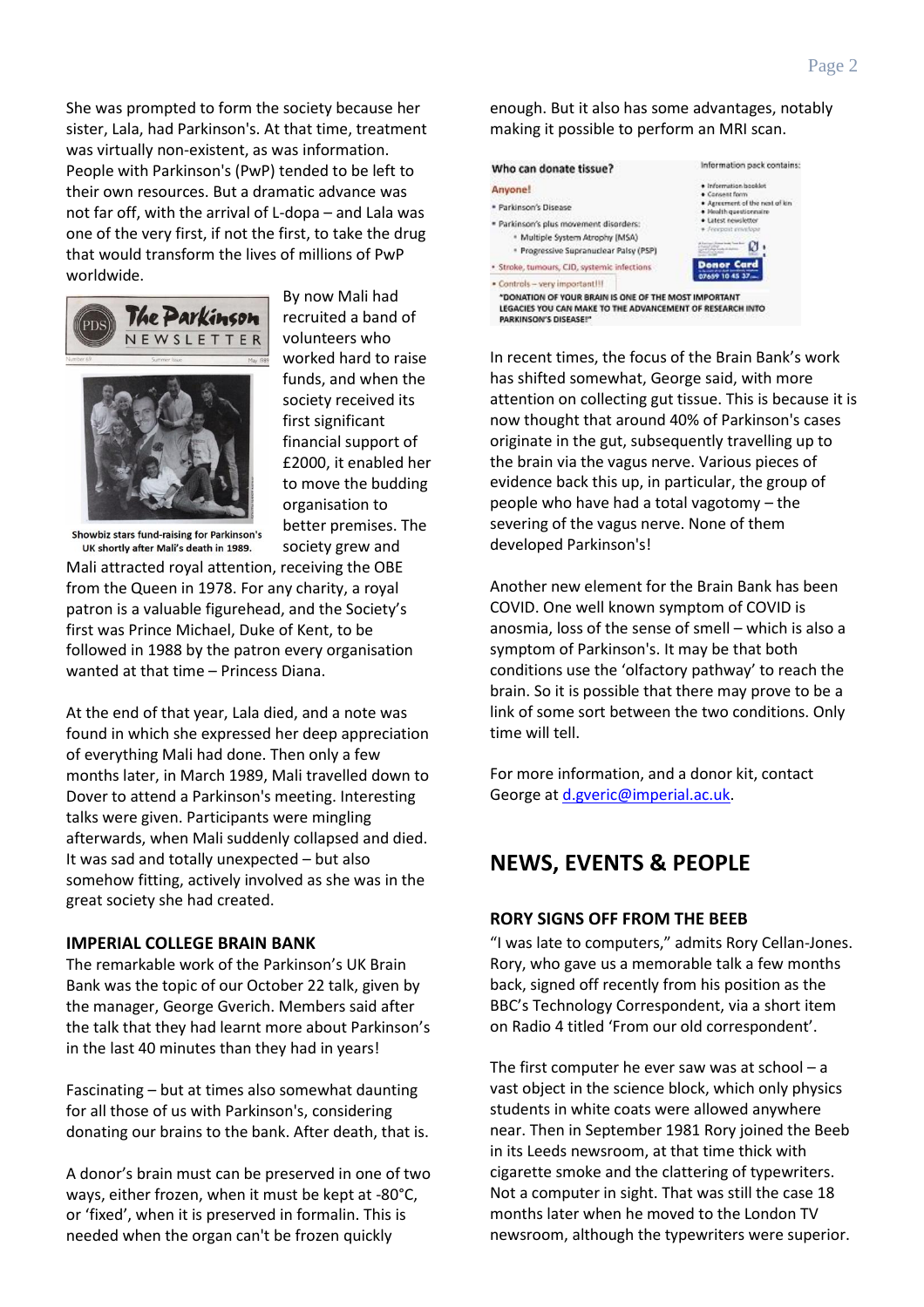She was prompted to form the society because her sister, Lala, had Parkinson's. At that time, treatment was virtually non-existent, as was information. People with Parkinson's (PwP) tended to be left to their own resources. But a dramatic advance was not far off, with the arrival of L-dopa – and Lala was one of the very first, if not the first, to take the drug that would transform the lives of millions of PwP worldwide.

Showbiz stars fund-raising for Parkinson's UK shortly after Mali's death in 1989.

By now Mali had recruited a band of volunteers who worked hard to raise funds, and when the society received its first significant financial support of £2000, it enabled her to move the budding organisation to better premises. The society grew and Mali attracted royal attention, receiving the OBE from the Queen in 1978. For any charity, a royal patron is a valuable figurehead, and the Society's first was Prince Michael, Duke of Kent, to be followed in 1988 by the patron every organisation wanted at that time – Princess Diana.

At the end of that year, Lala died, and a note was found in which she expressed her deep appreciation of everything Mali had done. Then only a few months later, in March 1989, Mali travelled down to Dover to attend a Parkinson's meeting. Interesting talks were given. Participants were mingling afterwards, when Mali suddenly collapsed and died. It was sad and totally unexpected – but also somehow fitting, actively involved as she was in the great society she had created.

**IMPERIAL COLLEGE BRAIN BANK**

The remarkable work of the Parkinson's UK Brain Bank was the topic of our October 22 talk, given by the manager, George Gverich. Members said after the talk that they had learnt more about Parkinson's in the last 40 minutes than they had in years!

Fascinating – but at times also somewhat daunting for all those of us with Parkinson's, considering donating our brains to the bank. After death, that is.

A donor's brain must can be preserved in one of two ways, either frozen, when it must be kept at -80°C, or 'fixed', when it is preserved in formalin. This is needed when the organ can't be frozen quickly enough. But it also has some advantages, notably making it possible to perform an MRI scan.

**Who can donate tissue?**

Anyone!

- Parkinson's Disease
- Parkinson's plus movement disorders:
  - Multiple System Atrophy (MSA)
  - Progressive Supranuclear Palsy (PSP)
- Stroke, tumours, CJD, systemic infections
- Controls – very important!!!

Information pack contains:

- Information booklet
- Consent form
- Agreement of the next of kin
- Health questionnaire
- Latest newsletter
- Freepost envelope

"DONATION OF YOUR BRAIN IS ONE OF THE MOST IMPORTANT LEGACIES YOU CAN MAKE TO THE ADVANCEMENT OF RESEARCH INTO PARKINSON'S DISEASE!"

In recent times, the focus of the Brain Bank's work has shifted somewhat, George said, with more attention on collecting gut tissue. This is because it is now thought that around 40% of Parkinson's cases originate in the gut, subsequently travelling up to the brain via the vagus nerve. Various pieces of evidence back this up, in particular, the group of people who have had a total vagotomy – the severing of the vagus nerve. None of them developed Parkinson's!

Another new element for the Brain Bank has been COVID. One well known symptom of COVID is anosmia, loss of the sense of smell – which is also a symptom of Parkinson's. It may be that both conditions use the 'olfactory pathway' to reach the brain. So it is possible that there may prove to be a link of some sort between the two conditions. Only time will tell.

For more information, and a donor kit, contact George at d.gveric@imperial.ac.uk.

## NEWS, EVENTS & PEOPLE

**RORY SIGNS OFF FROM THE BEEB**

"I was late to computers," admits Rory Cellan-Jones. Rory, who gave us a memorable talk a few months back, signed off recently from his position as the BBC's Technology Correspondent, via a short item on Radio 4 titled 'From our old correspondent'.

The first computer he ever saw was at school – a vast object in the science block, which only physics students in white coats were allowed anywhere near. Then in September 1981 Rory joined the Beeb in its Leeds newsroom, at that time thick with cigarette smoke and the clattering of typewriters. Not a computer in sight. That was still the case 18 months later when he moved to the London TV newsroom, although the typewriters were superior.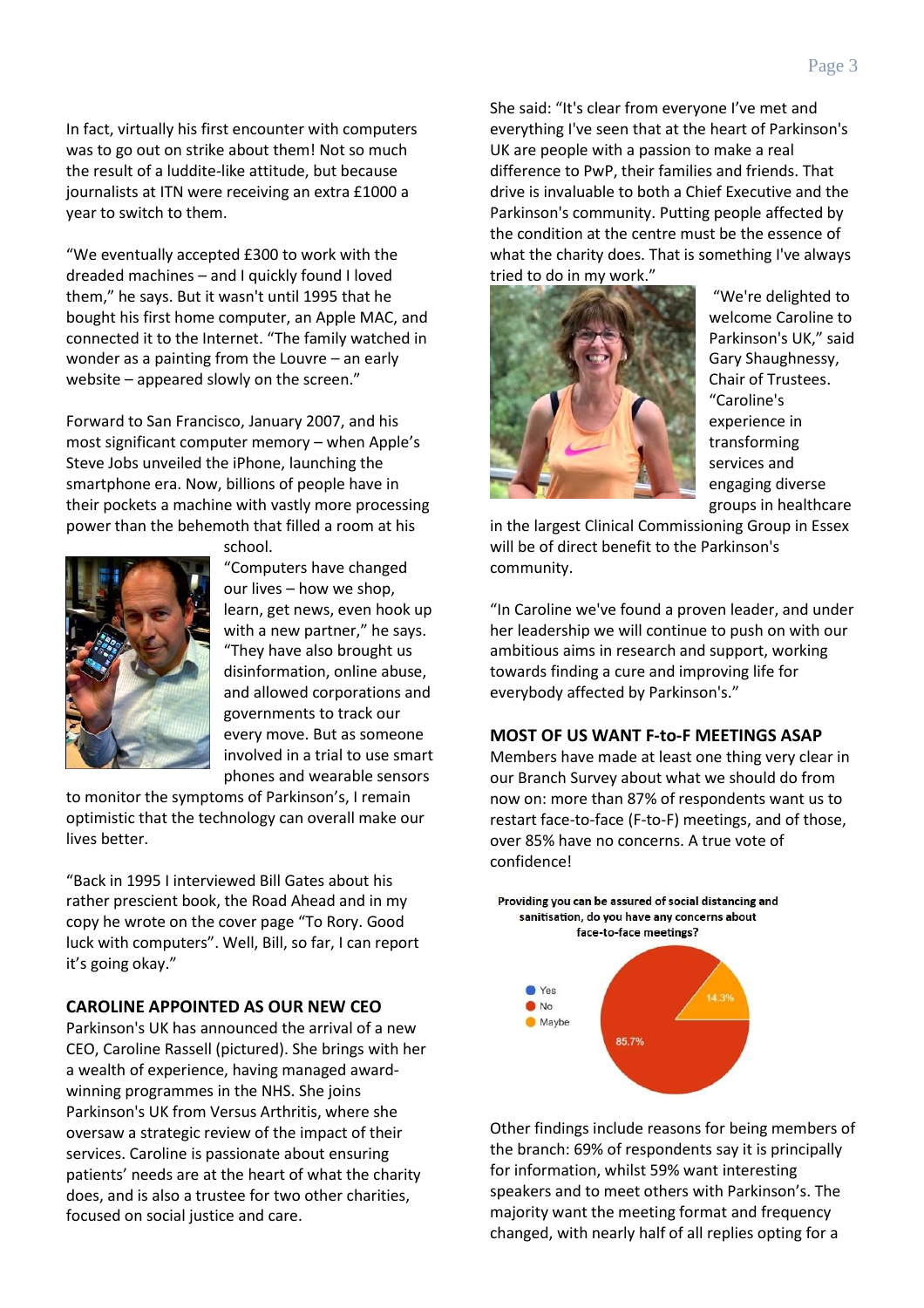In fact, virtually his first encounter with computers was to go out on strike about them! Not so much the result of a luddite-like attitude, but because journalists at ITN were receiving an extra £1000 a year to switch to them.

"We eventually accepted £300 to work with the dreaded machines – and I quickly found I loved them," he says. But it wasn't until 1995 that he bought his first home computer, an Apple MAC, and connected it to the Internet. "The family watched in wonder as a painting from the Louvre – an early website – appeared slowly on the screen."

Forward to San Francisco, January 2007, and his most significant computer memory – when Apple's Steve Jobs unveiled the iPhone, launching the smartphone era. Now, billions of people have in their pockets a machine with vastly more processing power than the behemoth that filled a room at his school.

"Computers have changed our lives – how we shop, learn, get news, even hook up with a new partner," he says. "They have also brought us disinformation, online abuse, and allowed corporations and governments to track our every move. But as someone involved in a trial to use smart phones and wearable sensors to monitor the symptoms of Parkinson's, I remain optimistic that the technology can overall make our lives better.

"Back in 1995 I interviewed Bill Gates about his rather prescient book, the Road Ahead and in my copy he wrote on the cover page "To Rory. Good luck with computers". Well, Bill, so far, I can report it's going okay."

## CAROLINE APPOINTED AS OUR NEW CEO

Parkinson's UK has announced the arrival of a new CEO, Caroline Rassell (pictured). She brings with her a wealth of experience, having managed award-winning programmes in the NHS. She joins Parkinson's UK from Versus Arthritis, where she oversaw a strategic review of the impact of their services. Caroline is passionate about ensuring patients' needs are at the heart of what the charity does, and is also a trustee for two other charities, focused on social justice and care.

She said: "It's clear from everyone I've met and everything I've seen that at the heart of Parkinson's UK are people with a passion to make a real difference to PwP, their families and friends. That drive is invaluable to both a Chief Executive and the Parkinson's community. Putting people affected by the condition at the centre must be the essence of what the charity does. That is something I've always tried to do in my work."

"We're delighted to welcome Caroline to Parkinson's UK," said Gary Shaughnessy, Chair of Trustees. "Caroline's experience in transforming services and engaging diverse groups in healthcare in the largest Clinical Commissioning Group in Essex will be of direct benefit to the Parkinson's community.

"In Caroline we've found a proven leader, and under her leadership we will continue to push on with our ambitious aims in research and support, working towards finding a cure and improving life for everybody affected by Parkinson's."

## MOST OF US WANT F-to-F MEETINGS ASAP

Members have made at least one thing very clear in our Branch Survey about what we should do from now on: more than 87% of respondents want us to restart face-to-face (F-to-F) meetings, and of those, over 85% have no concerns. A true vote of confidence!

**Providing you can be assured of social distancing and sanitisation, do you have any concerns about face-to-face meetings?**

| Response | Percentage |
|---|---|
| Yes | |
| No | 85.7% |
| Maybe | 14.3% |

Other findings include reasons for being members of the branch: 69% of respondents say it is principally for information, whilst 59% want interesting speakers and to meet others with Parkinson's. The majority want the meeting format and frequency changed, with nearly half of all replies opting for a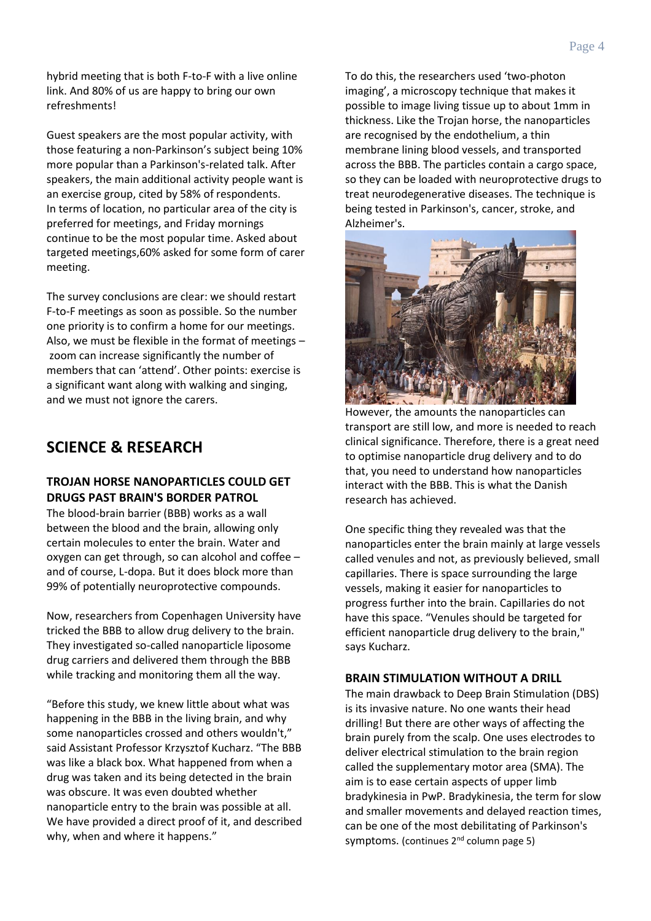hybrid meeting that is both F-to-F with a live online link. And 80% of us are happy to bring our own refreshments!

Guest speakers are the most popular activity, with those featuring a non-Parkinson's subject being 10% more popular than a Parkinson's-related talk. After speakers, the main additional activity people want is an exercise group, cited by 58% of respondents. In terms of location, no particular area of the city is preferred for meetings, and Friday mornings continue to be the most popular time. Asked about targeted meetings,60% asked for some form of carer meeting.

The survey conclusions are clear: we should restart F-to-F meetings as soon as possible. So the number one priority is to confirm a home for our meetings. Also, we must be flexible in the format of meetings – zoom can increase significantly the number of members that can 'attend'. Other points: exercise is a significant want along with walking and singing, and we must not ignore the carers.

## SCIENCE & RESEARCH

### TROJAN HORSE NANOPARTICLES COULD GET DRUGS PAST BRAIN'S BORDER PATROL

The blood-brain barrier (BBB) works as a wall between the blood and the brain, allowing only certain molecules to enter the brain. Water and oxygen can get through, so can alcohol and coffee – and of course, L-dopa. But it does block more than 99% of potentially neuroprotective compounds.

Now, researchers from Copenhagen University have tricked the BBB to allow drug delivery to the brain. They investigated so-called nanoparticle liposome drug carriers and delivered them through the BBB while tracking and monitoring them all the way.

"Before this study, we knew little about what was happening in the BBB in the living brain, and why some nanoparticles crossed and others wouldn't," said Assistant Professor Krzysztof Kucharz. "The BBB was like a black box. What happened from when a drug was taken and its being detected in the brain was obscure. It was even doubted whether nanoparticle entry to the brain was possible at all. We have provided a direct proof of it, and described why, when and where it happens."

To do this, the researchers used 'two-photon imaging', a microscopy technique that makes it possible to image living tissue up to about 1mm in thickness. Like the Trojan horse, the nanoparticles are recognised by the endothelium, a thin membrane lining blood vessels, and transported across the BBB. The particles contain a cargo space, so they can be loaded with neuroprotective drugs to treat neurodegenerative diseases. The technique is being tested in Parkinson's, cancer, stroke, and Alzheimer's.

However, the amounts the nanoparticles can transport are still low, and more is needed to reach clinical significance. Therefore, there is a great need to optimise nanoparticle drug delivery and to do that, you need to understand how nanoparticles interact with the BBB. This is what the Danish research has achieved.

One specific thing they revealed was that the nanoparticles enter the brain mainly at large vessels called venules and not, as previously believed, small capillaries. There is space surrounding the large vessels, making it easier for nanoparticles to progress further into the brain. Capillaries do not have this space. "Venules should be targeted for efficient nanoparticle drug delivery to the brain," says Kucharz.

### BRAIN STIMULATION WITHOUT A DRILL

The main drawback to Deep Brain Stimulation (DBS) is its invasive nature. No one wants their head drilling! But there are other ways of affecting the brain purely from the scalp. One uses electrodes to deliver electrical stimulation to the brain region called the supplementary motor area (SMA). The aim is to ease certain aspects of upper limb bradykinesia in PwP. Bradykinesia, the term for slow and smaller movements and delayed reaction times, can be one of the most debilitating of Parkinson's symptoms. (continues 2nd column page 5)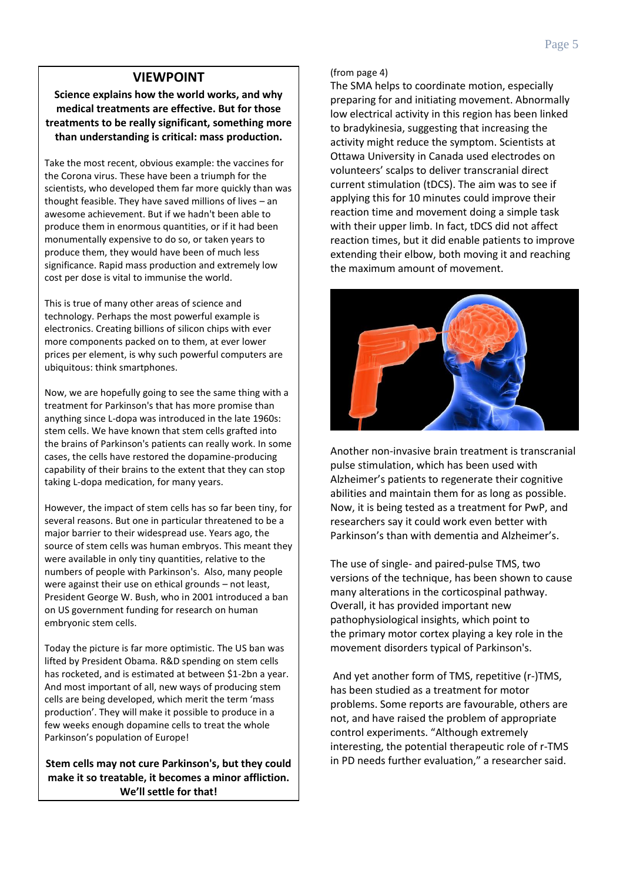## VIEWPOINT

**Science explains how the world works, and why medical treatments are effective. But for those treatments to be really significant, something more than understanding is critical: mass production.**

Take the most recent, obvious example: the vaccines for the Corona virus. These have been a triumph for the scientists, who developed them far more quickly than was thought feasible. They have saved millions of lives – an awesome achievement. But if we hadn't been able to produce them in enormous quantities, or if it had been monumentally expensive to do so, or taken years to produce them, they would have been of much less significance. Rapid mass production and extremely low cost per dose is vital to immunise the world.

This is true of many other areas of science and technology. Perhaps the most powerful example is electronics. Creating billions of silicon chips with ever more components packed on to them, at ever lower prices per element, is why such powerful computers are ubiquitous: think smartphones.

Now, we are hopefully going to see the same thing with a treatment for Parkinson's that has more promise than anything since L-dopa was introduced in the late 1960s: stem cells. We have known that stem cells grafted into the brains of Parkinson's patients can really work. In some cases, the cells have restored the dopamine-producing capability of their brains to the extent that they can stop taking L-dopa medication, for many years.

However, the impact of stem cells has so far been tiny, for several reasons. But one in particular threatened to be a major barrier to their widespread use. Years ago, the source of stem cells was human embryos. This meant they were available in only tiny quantities, relative to the numbers of people with Parkinson's. Also, many people were against their use on ethical grounds – not least, President George W. Bush, who in 2001 introduced a ban on US government funding for research on human embryonic stem cells.

Today the picture is far more optimistic. The US ban was lifted by President Obama. R&D spending on stem cells has rocketed, and is estimated at between $1-2bn a year. And most important of all, new ways of producing stem cells are being developed, which merit the term 'mass production'. They will make it possible to produce in a few weeks enough dopamine cells to treat the whole Parkinson's population of Europe!

**Stem cells may not cure Parkinson's, but they could make it so treatable, it becomes a minor affliction. We'll settle for that!**

(from page 4)

The SMA helps to coordinate motion, especially preparing for and initiating movement. Abnormally low electrical activity in this region has been linked to bradykinesia, suggesting that increasing the activity might reduce the symptom. Scientists at Ottawa University in Canada used electrodes on volunteers' scalps to deliver transcranial direct current stimulation (tDCS). The aim was to see if applying this for 10 minutes could improve their reaction time and movement doing a simple task with their upper limb. In fact, tDCS did not affect reaction times, but it did enable patients to improve extending their elbow, both moving it and reaching the maximum amount of movement.

Another non-invasive brain treatment is transcranial pulse stimulation, which has been used with Alzheimer's patients to regenerate their cognitive abilities and maintain them for as long as possible. Now, it is being tested as a treatment for PwP, and researchers say it could work even better with Parkinson's than with dementia and Alzheimer's.

The use of single- and paired-pulse TMS, two versions of the technique, has been shown to cause many alterations in the corticospinal pathway. Overall, it has provided important new pathophysiological insights, which point to the primary motor cortex playing a key role in the movement disorders typical of Parkinson's.

And yet another form of TMS, repetitive (r-)TMS, has been studied as a treatment for motor problems. Some reports are favourable, others are not, and have raised the problem of appropriate control experiments. "Although extremely interesting, the potential therapeutic role of r-TMS in PD needs further evaluation," a researcher said.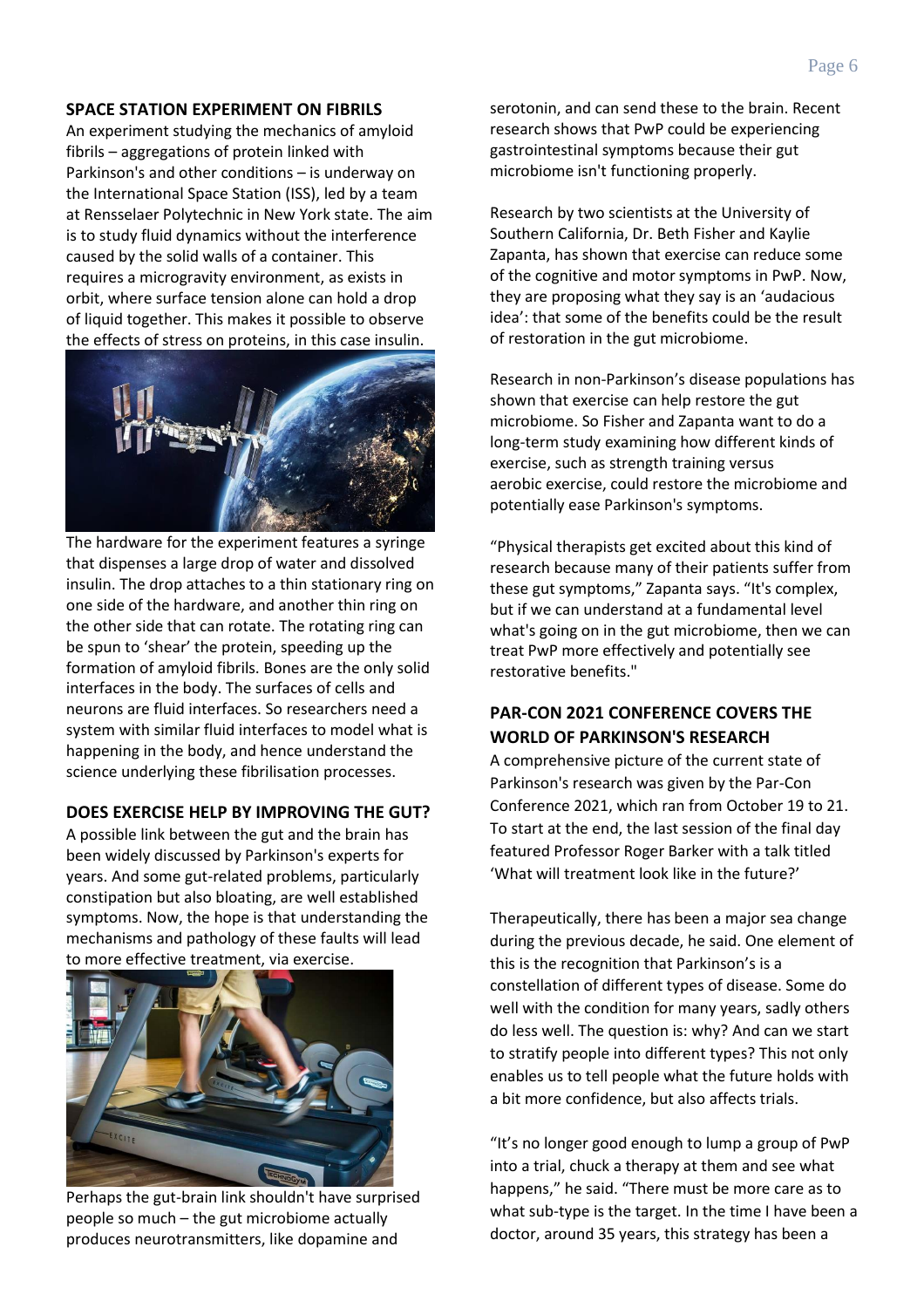## SPACE STATION EXPERIMENT ON FIBRILS

An experiment studying the mechanics of amyloid fibrils – aggregations of protein linked with Parkinson's and other conditions – is underway on the International Space Station (ISS), led by a team at Rensselaer Polytechnic in New York state. The aim is to study fluid dynamics without the interference caused by the solid walls of a container. This requires a microgravity environment, as exists in orbit, where surface tension alone can hold a drop of liquid together. This makes it possible to observe the effects of stress on proteins, in this case insulin.

The hardware for the experiment features a syringe that dispenses a large drop of water and dissolved insulin. The drop attaches to a thin stationary ring on one side of the hardware, and another thin ring on the other side that can rotate. The rotating ring can be spun to 'shear' the protein, speeding up the formation of amyloid fibrils. Bones are the only solid interfaces in the body. The surfaces of cells and neurons are fluid interfaces. So researchers need a system with similar fluid interfaces to model what is happening in the body, and hence understand the science underlying these fibrilisation processes.

## DOES EXERCISE HELP BY IMPROVING THE GUT?

A possible link between the gut and the brain has been widely discussed by Parkinson's experts for years. And some gut-related problems, particularly constipation but also bloating, are well established symptoms. Now, the hope is that understanding the mechanisms and pathology of these faults will lead to more effective treatment, via exercise.

Perhaps the gut-brain link shouldn't have surprised people so much – the gut microbiome actually produces neurotransmitters, like dopamine and serotonin, and can send these to the brain. Recent research shows that PwP could be experiencing gastrointestinal symptoms because their gut microbiome isn't functioning properly.

Research by two scientists at the University of Southern California, Dr. Beth Fisher and Kaylie Zapanta, has shown that exercise can reduce some of the cognitive and motor symptoms in PwP. Now, they are proposing what they say is an 'audacious idea': that some of the benefits could be the result of restoration in the gut microbiome.

Research in non-Parkinson's disease populations has shown that exercise can help restore the gut microbiome. So Fisher and Zapanta want to do a long-term study examining how different kinds of exercise, such as strength training versus aerobic exercise, could restore the microbiome and potentially ease Parkinson's symptoms.

"Physical therapists get excited about this kind of research because many of their patients suffer from these gut symptoms," Zapanta says. "It's complex, but if we can understand at a fundamental level what's going on in the gut microbiome, then we can treat PwP more effectively and potentially see restorative benefits."

## PAR-CON 2021 CONFERENCE COVERS THE WORLD OF PARKINSON'S RESEARCH

A comprehensive picture of the current state of Parkinson's research was given by the Par-Con Conference 2021, which ran from October 19 to 21. To start at the end, the last session of the final day featured Professor Roger Barker with a talk titled 'What will treatment look like in the future?'

Therapeutically, there has been a major sea change during the previous decade, he said. One element of this is the recognition that Parkinson's is a constellation of different types of disease. Some do well with the condition for many years, sadly others do less well. The question is: why? And can we start to stratify people into different types? This not only enables us to tell people what the future holds with a bit more confidence, but also affects trials.

"It's no longer good enough to lump a group of PwP into a trial, chuck a therapy at them and see what happens," he said. "There must be more care as to what sub-type is the target. In the time I have been a doctor, around 35 years, this strategy has been a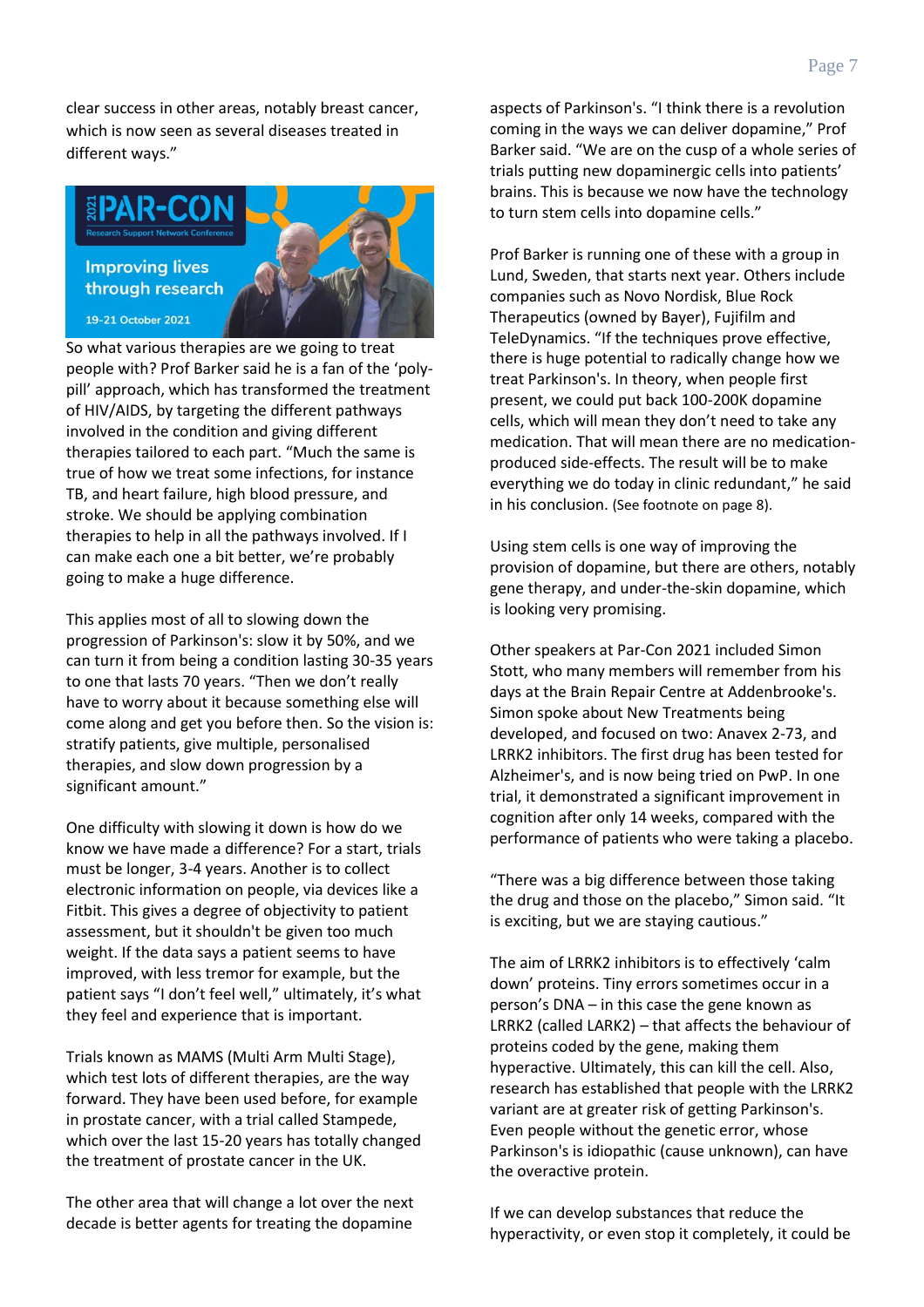clear success in other areas, notably breast cancer, which is now seen as several diseases treated in different ways."

So what various therapies are we going to treat people with? Prof Barker said he is a fan of the 'poly-pill' approach, which has transformed the treatment of HIV/AIDS, by targeting the different pathways involved in the condition and giving different therapies tailored to each part. "Much the same is true of how we treat some infections, for instance TB, and heart failure, high blood pressure, and stroke. We should be applying combination therapies to help in all the pathways involved. If I can make each one a bit better, we're probably going to make a huge difference.

This applies most of all to slowing down the progression of Parkinson's: slow it by 50%, and we can turn it from being a condition lasting 30-35 years to one that lasts 70 years. "Then we don't really have to worry about it because something else will come along and get you before then. So the vision is: stratify patients, give multiple, personalised therapies, and slow down progression by a significant amount."

One difficulty with slowing it down is how do we know we have made a difference? For a start, trials must be longer, 3-4 years. Another is to collect electronic information on people, via devices like a Fitbit. This gives a degree of objectivity to patient assessment, but it shouldn't be given too much weight. If the data says a patient seems to have improved, with less tremor for example, but the patient says "I don't feel well," ultimately, it's what they feel and experience that is important.

Trials known as MAMS (Multi Arm Multi Stage), which test lots of different therapies, are the way forward. They have been used before, for example in prostate cancer, with a trial called Stampede, which over the last 15-20 years has totally changed the treatment of prostate cancer in the UK.

The other area that will change a lot over the next decade is better agents for treating the dopamine aspects of Parkinson's. "I think there is a revolution coming in the ways we can deliver dopamine," Prof Barker said. "We are on the cusp of a whole series of trials putting new dopaminergic cells into patients' brains. This is because we now have the technology to turn stem cells into dopamine cells."

Prof Barker is running one of these with a group in Lund, Sweden, that starts next year. Others include companies such as Novo Nordisk, Blue Rock Therapeutics (owned by Bayer), Fujifilm and TeleDynamics. "If the techniques prove effective, there is huge potential to radically change how we treat Parkinson's. In theory, when people first present, we could put back 100-200K dopamine cells, which will mean they don't need to take any medication. That will mean there are no medication-produced side-effects. The result will be to make everything we do today in clinic redundant," he said in his conclusion. (See footnote on page 8).

Using stem cells is one way of improving the provision of dopamine, but there are others, notably gene therapy, and under-the-skin dopamine, which is looking very promising.

Other speakers at Par-Con 2021 included Simon Stott, who many members will remember from his days at the Brain Repair Centre at Addenbrooke's. Simon spoke about New Treatments being developed, and focused on two: Anavex 2-73, and LRRK2 inhibitors. The first drug has been tested for Alzheimer's, and is now being tried on PwP. In one trial, it demonstrated a significant improvement in cognition after only 14 weeks, compared with the performance of patients who were taking a placebo.

"There was a big difference between those taking the drug and those on the placebo," Simon said. "It is exciting, but we are staying cautious."

The aim of LRRK2 inhibitors is to effectively 'calm down' proteins. Tiny errors sometimes occur in a person's DNA – in this case the gene known as LRRK2 (called LARK2) – that affects the behaviour of proteins coded by the gene, making them hyperactive. Ultimately, this can kill the cell. Also, research has established that people with the LRRK2 variant are at greater risk of getting Parkinson's. Even people without the genetic error, whose Parkinson's is idiopathic (cause unknown), can have the overactive protein.

If we can develop substances that reduce the hyperactivity, or even stop it completely, it could be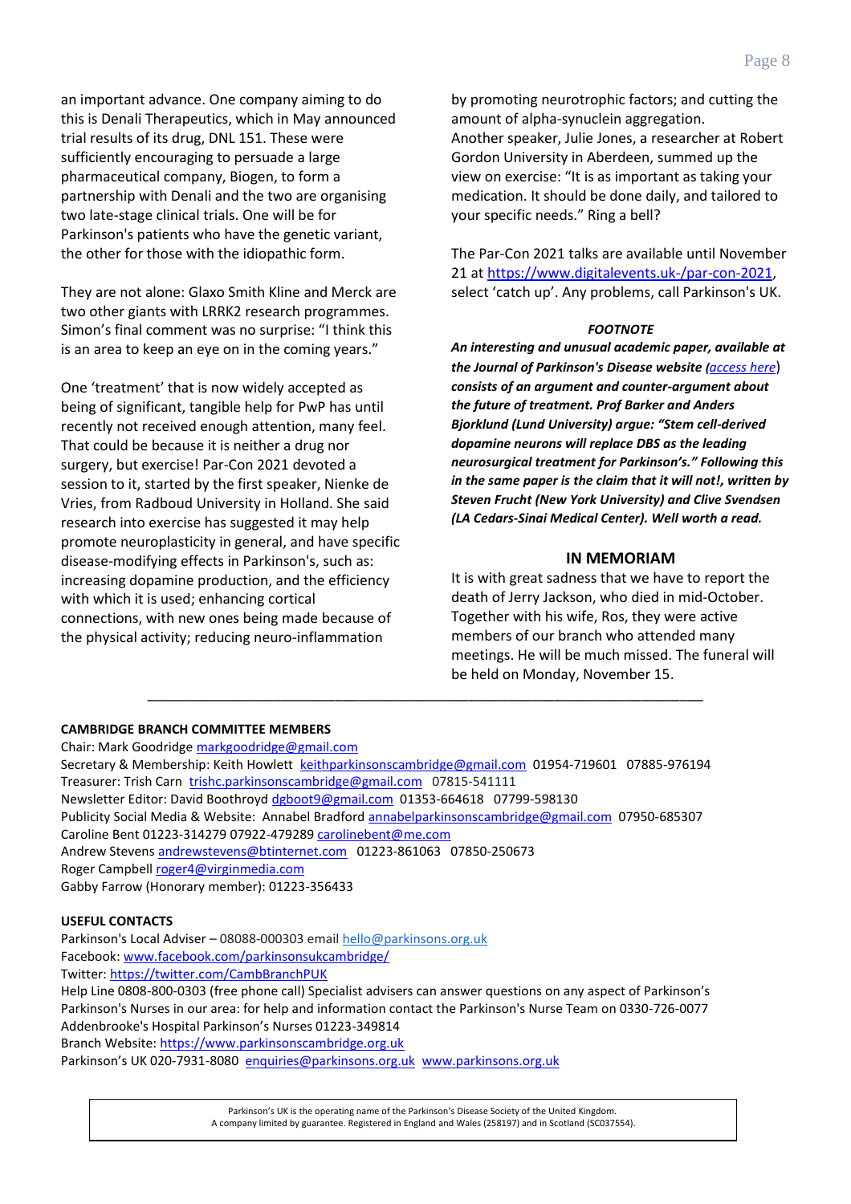an important advance. One company aiming to do this is Denali Therapeutics, which in May announced trial results of its drug, DNL 151. These were sufficiently encouraging to persuade a large pharmaceutical company, Biogen, to form a partnership with Denali and the two are organising two late-stage clinical trials. One will be for Parkinson's patients who have the genetic variant, the other for those with the idiopathic form.

They are not alone: Glaxo Smith Kline and Merck are two other giants with LRRK2 research programmes. Simon's final comment was no surprise: "I think this is an area to keep an eye on in the coming years."

One 'treatment' that is now widely accepted as being of significant, tangible help for PwP has until recently not received enough attention, many feel. That could be because it is neither a drug nor surgery, but exercise! Par-Con 2021 devoted a session to it, started by the first speaker, Nienke de Vries, from Radboud University in Holland. She said research into exercise has suggested it may help promote neuroplasticity in general, and have specific disease-modifying effects in Parkinson's, such as: increasing dopamine production, and the efficiency with which it is used; enhancing cortical connections, with new ones being made because of the physical activity; reducing neuro-inflammation by promoting neurotrophic factors; and cutting the amount of alpha-synuclein aggregation.

Another speaker, Julie Jones, a researcher at Robert Gordon University in Aberdeen, summed up the view on exercise: "It is as important as taking your medication. It should be done daily, and tailored to your specific needs." Ring a bell?

The Par-Con 2021 talks are available until November 21 at https://www.digitalevents.uk-/par-con-2021, select 'catch up'. Any problems, call Parkinson's UK.

***FOOTNOTE***

***An interesting and unusual academic paper, available at the Journal of Parkinson's Disease website (access here) consists of an argument and counter-argument about the future of treatment. Prof Barker and Anders Bjorklund (Lund University) argue: "Stem cell-derived dopamine neurons will replace DBS as the leading neurosurgical treatment for Parkinson's." Following this in the same paper is the claim that it will not!, written by Steven Frucht (New York University) and Clive Svendsen (LA Cedars-Sinai Medical Center). Well worth a read.***

## IN MEMORIAM

It is with great sadness that we have to report the death of Jerry Jackson, who died in mid-October. Together with his wife, Ros, they were active members of our branch who attended many meetings. He will be much missed. The funeral will be held on Monday, November 15.

---

**CAMBRIDGE BRANCH COMMITTEE MEMBERS**

Chair: Mark Goodridge markgoodridge@gmail.com
Secretary & Membership: Keith Howlett keithparkinsonscambridge@gmail.com 01954-719601 07885-976194
Treasurer: Trish Carn trishc.parkinsonscambridge@gmail.com 07815-541111
Newsletter Editor: David Boothroyd dgboot9@gmail.com 01353-664618 07799-598130
Publicity Social Media & Website: Annabel Bradford annabelparkinsonscambridge@gmail.com 07950-685307
Caroline Bent 01223-314279 07922-479289 carolinebent@me.com
Andrew Stevens andrewstevens@btinternet.com 01223-861063 07850-250673
Roger Campbell roger4@virginmedia.com
Gabby Farrow (Honorary member): 01223-356433

**USEFUL CONTACTS**

Parkinson's Local Adviser – 08088-000303 email hello@parkinsons.org.uk
Facebook: www.facebook.com/parkinsonsukcambridge/
Twitter: https://twitter.com/CambBranchPUK
Help Line 0808-800-0303 (free phone call) Specialist advisers can answer questions on any aspect of Parkinson's
Parkinson's Nurses in our area: for help and information contact the Parkinson's Nurse Team on 0330-726-0077
Addenbrooke's Hospital Parkinson's Nurses 01223-349814
Branch Website: https://www.parkinsonscambridge.org.uk
Parkinson's UK 020-7931-8080 enquiries@parkinsons.org.uk www.parkinsons.org.uk

Parkinson's UK is the operating name of the Parkinson's Disease Society of the United Kingdom.
A company limited by guarantee. Registered in England and Wales (258197) and in Scotland (SC037554).